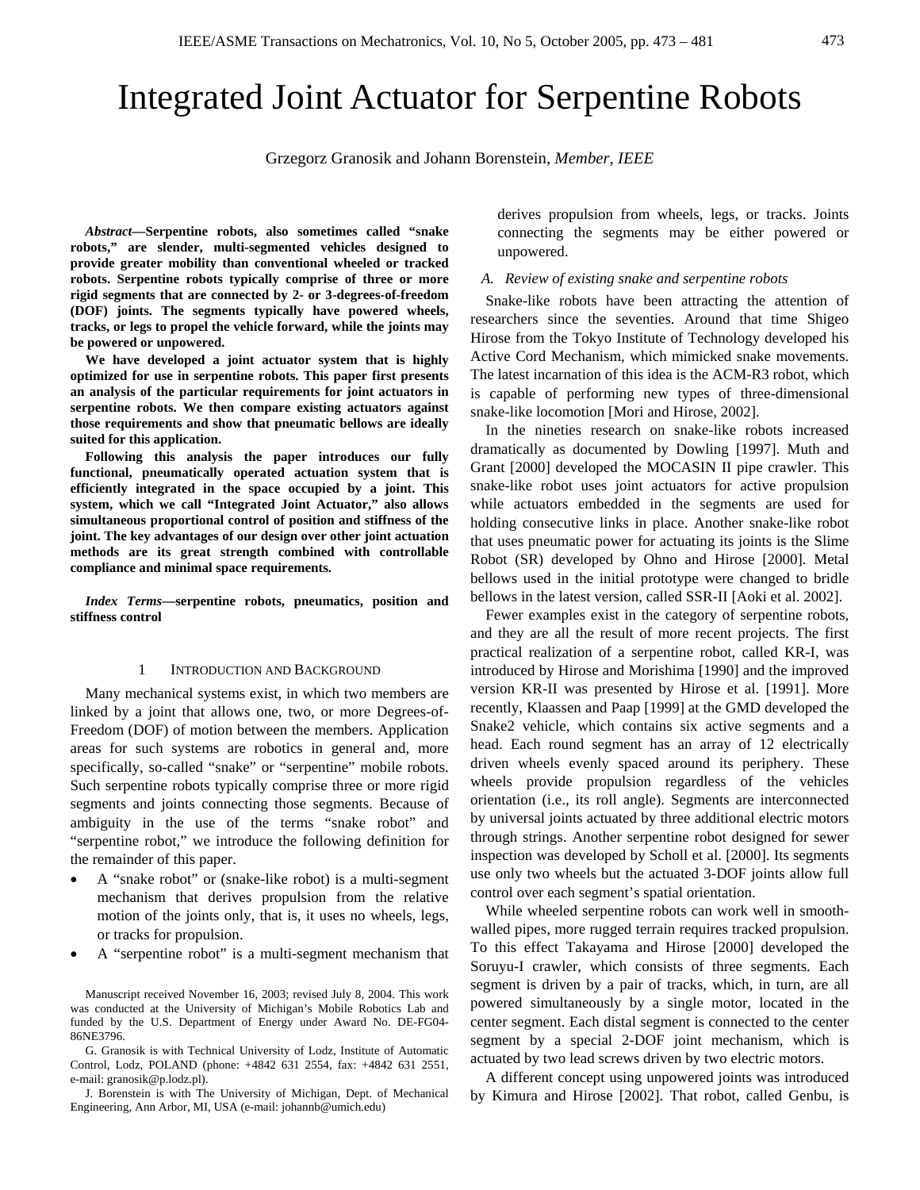# Integrated Joint Actuator for Serpentine Robots

Grzegorz Granosik and Johann Borenstein, *Member, IEEE*

***Abstract*—Serpentine robots, also sometimes called "snake robots," are slender, multi-segmented vehicles designed to provide greater mobility than conventional wheeled or tracked robots. Serpentine robots typically comprise of three or more rigid segments that are connected by 2- or 3-degrees-of-freedom (DOF) joints. The segments typically have powered wheels, tracks, or legs to propel the vehicle forward, while the joints may be powered or unpowered.**

**We have developed a joint actuator system that is highly optimized for use in serpentine robots. This paper first presents an analysis of the particular requirements for joint actuators in serpentine robots. We then compare existing actuators against those requirements and show that pneumatic bellows are ideally suited for this application.**

**Following this analysis the paper introduces our fully functional, pneumatically operated actuation system that is efficiently integrated in the space occupied by a joint. This system, which we call "Integrated Joint Actuator," also allows simultaneous proportional control of position and stiffness of the joint. The key advantages of our design over other joint actuation methods are its great strength combined with controllable compliance and minimal space requirements.**

***Index Terms*—serpentine robots, pneumatics, position and stiffness control**

## 1 Introduction and Background

Many mechanical systems exist, in which two members are linked by a joint that allows one, two, or more Degrees-of-Freedom (DOF) of motion between the members. Application areas for such systems are robotics in general and, more specifically, so-called "snake" or "serpentine" mobile robots. Such serpentine robots typically comprise three or more rigid segments and joints connecting those segments. Because of ambiguity in the use of the terms "snake robot" and "serpentine robot," we introduce the following definition for the remainder of this paper.

- A "snake robot" or (snake-like robot) is a multi-segment mechanism that derives propulsion from the relative motion of the joints only, that is, it uses no wheels, legs, or tracks for propulsion.
- A "serpentine robot" is a multi-segment mechanism that derives propulsion from wheels, legs, or tracks. Joints connecting the segments may be either powered or unpowered.

### A. Review of existing snake and serpentine robots

Snake-like robots have been attracting the attention of researchers since the seventies. Around that time Shigeo Hirose from the Tokyo Institute of Technology developed his Active Cord Mechanism, which mimicked snake movements. The latest incarnation of this idea is the ACM-R3 robot, which is capable of performing new types of three-dimensional snake-like locomotion [Mori and Hirose, 2002].

In the nineties research on snake-like robots increased dramatically as documented by Dowling [1997]. Muth and Grant [2000] developed the MOCASIN II pipe crawler. This snake-like robot uses joint actuators for active propulsion while actuators embedded in the segments are used for holding consecutive links in place. Another snake-like robot that uses pneumatic power for actuating its joints is the Slime Robot (SR) developed by Ohno and Hirose [2000]. Metal bellows used in the initial prototype were changed to bridle bellows in the latest version, called SSR-II [Aoki et al. 2002].

Fewer examples exist in the category of serpentine robots, and they are all the result of more recent projects. The first practical realization of a serpentine robot, called KR-I, was introduced by Hirose and Morishima [1990] and the improved version KR-II was presented by Hirose et al. [1991]. More recently, Klaassen and Paap [1999] at the GMD developed the Snake2 vehicle, which contains six active segments and a head. Each round segment has an array of 12 electrically driven wheels evenly spaced around its periphery. These wheels provide propulsion regardless of the vehicles orientation (i.e., its roll angle). Segments are interconnected by universal joints actuated by three additional electric motors through strings. Another serpentine robot designed for sewer inspection was developed by Scholl et al. [2000]. Its segments use only two wheels but the actuated 3-DOF joints allow full control over each segment's spatial orientation.

While wheeled serpentine robots can work well in smooth-walled pipes, more rugged terrain requires tracked propulsion. To this effect Takayama and Hirose [2000] developed the Soruyu-I crawler, which consists of three segments. Each segment is driven by a pair of tracks, which, in turn, are all powered simultaneously by a single motor, located in the center segment. Each distal segment is connected to the center segment by a special 2-DOF joint mechanism, which is actuated by two lead screws driven by two electric motors.

A different concept using unpowered joints was introduced by Kimura and Hirose [2002]. That robot, called Genbu, is

Manuscript received November 16, 2003; revised July 8, 2004. This work was conducted at the University of Michigan's Mobile Robotics Lab and funded by the U.S. Department of Energy under Award No. DE-FG04-86NE3796.

G. Granosik is with Technical University of Lodz, Institute of Automatic Control, Lodz, POLAND (phone: +4842 631 2554, fax: +4842 631 2551, e-mail: granosik@p.lodz.pl).

J. Borenstein is with The University of Michigan, Dept. of Mechanical Engineering, Ann Arbor, MI, USA (e-mail: johannb@umich.edu)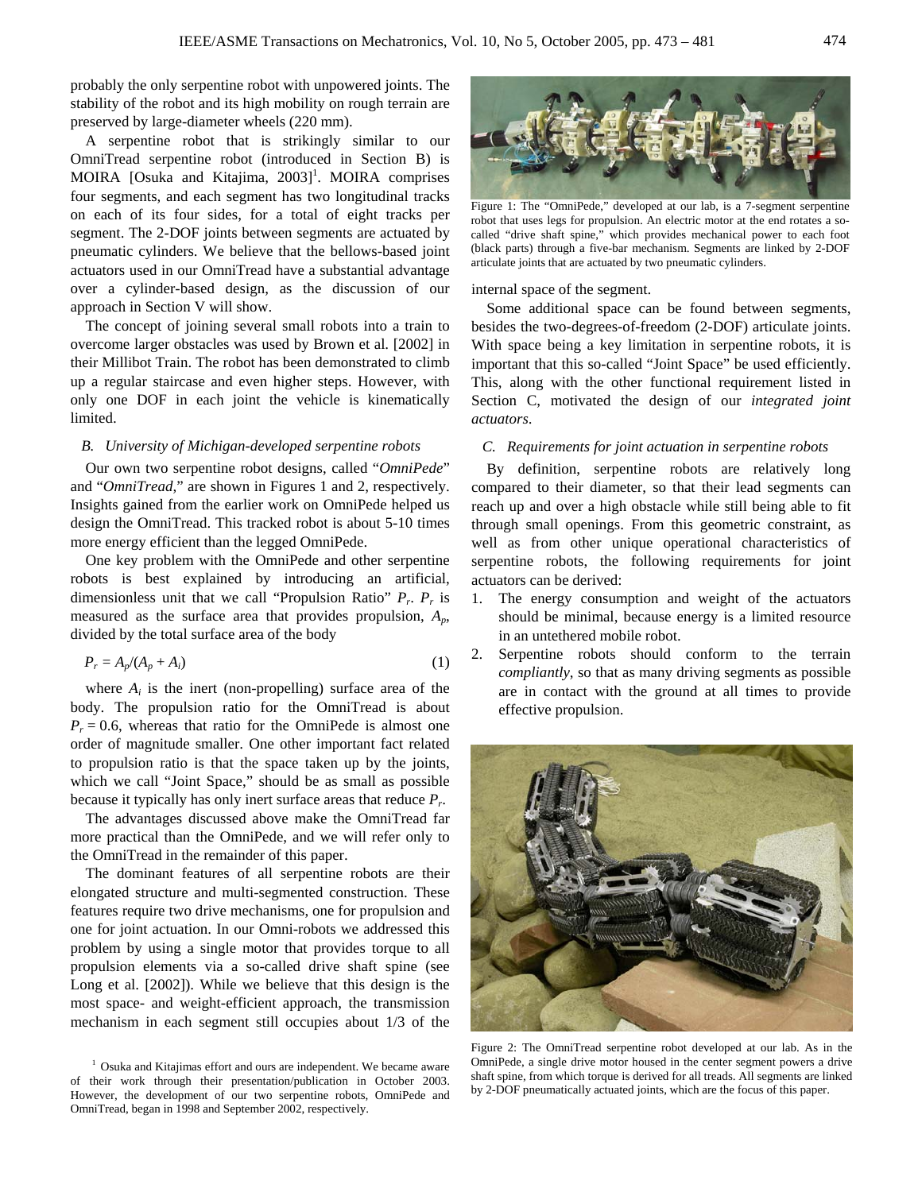probably the only serpentine robot with unpowered joints. The stability of the robot and its high mobility on rough terrain are preserved by large-diameter wheels (220 mm).

A serpentine robot that is strikingly similar to our OmniTread serpentine robot (introduced in Section B) is MOIRA [Osuka and Kitajima, 2003][1]. MOIRA comprises four segments, and each segment has two longitudinal tracks on each of its four sides, for a total of eight tracks per segment. The 2-DOF joints between segments are actuated by pneumatic cylinders. We believe that the bellows-based joint actuators used in our OmniTread have a substantial advantage over a cylinder-based design, as the discussion of our approach in Section V will show.

The concept of joining several small robots into a train to overcome larger obstacles was used by Brown et al. [2002] in their Millibot Train. The robot has been demonstrated to climb up a regular staircase and even higher steps. However, with only one DOF in each joint the vehicle is kinematically limited.

### B. University of Michigan-developed serpentine robots

Our own two serpentine robot designs, called "*OmniPede*" and "*OmniTread*," are shown in Figures 1 and 2, respectively. Insights gained from the earlier work on OmniPede helped us design the OmniTread. This tracked robot is about 5-10 times more energy efficient than the legged OmniPede.

One key problem with the OmniPede and other serpentine robots is best explained by introducing an artificial, dimensionless unit that we call "Propulsion Ratio" $P_r$. $P_r$ is measured as the surface area that provides propulsion, $A_p$, divided by the total surface area of the body

$$P_r = A_p/(A_p + A_i) \tag{1}$$

where $A_i$ is the inert (non-propelling) surface area of the body. The propulsion ratio for the OmniTread is about $P_r = 0.6$, whereas that ratio for the OmniPede is almost one order of magnitude smaller. One other important fact related to propulsion ratio is that the space taken up by the joints, which we call "Joint Space," should be as small as possible because it typically has only inert surface areas that reduce $P_r$.

The advantages discussed above make the OmniTread far more practical than the OmniPede, and we will refer only to the OmniTread in the remainder of this paper.

The dominant features of all serpentine robots are their elongated structure and multi-segmented construction. These features require two drive mechanisms, one for propulsion and one for joint actuation. In our Omni-robots we addressed this problem by using a single motor that provides torque to all propulsion elements via a so-called drive shaft spine (see Long et al. [2002]). While we believe that this design is the most space- and weight-efficient approach, the transmission mechanism in each segment still occupies about 1/3 of the internal space of the segment.

Some additional space can be found between segments, besides the two-degrees-of-freedom (2-DOF) articulate joints. With space being a key limitation in serpentine robots, it is important that this so-called "Joint Space" be used efficiently. This, along with the other functional requirement listed in Section C, motivated the design of our *integrated joint actuators*.

Figure 1: The "OmniPede," developed at our lab, is a 7-segment serpentine robot that uses legs for propulsion. An electric motor at the end rotates a so-called "drive shaft spine," which provides mechanical power to each foot (black parts) through a five-bar mechanism. Segments are linked by 2-DOF articulate joints that are actuated by two pneumatic cylinders.

### C. Requirements for joint actuation in serpentine robots

By definition, serpentine robots are relatively long compared to their diameter, so that their lead segments can reach up and over a high obstacle while still being able to fit through small openings. From this geometric constraint, as well as from other unique operational characteristics of serpentine robots, the following requirements for joint actuators can be derived:

1. The energy consumption and weight of the actuators should be minimal, because energy is a limited resource in an untethered mobile robot.
2. Serpentine robots should conform to the terrain *compliantly*, so that as many driving segments as possible are in contact with the ground at all times to provide effective propulsion.

Figure 2: The OmniTread serpentine robot developed at our lab. As in the OmniPede, a single drive motor housed in the center segment powers a drive shaft spine, from which torque is derived for all treads. All segments are linked by 2-DOF pneumatically actuated joints, which are the focus of this paper.

[1] Osuka and Kitajimas effort and ours are independent. We became aware of their work through their presentation/publication in October 2003. However, the development of our two serpentine robots, OmniPede and OmniTread, began in 1998 and September 2002, respectively.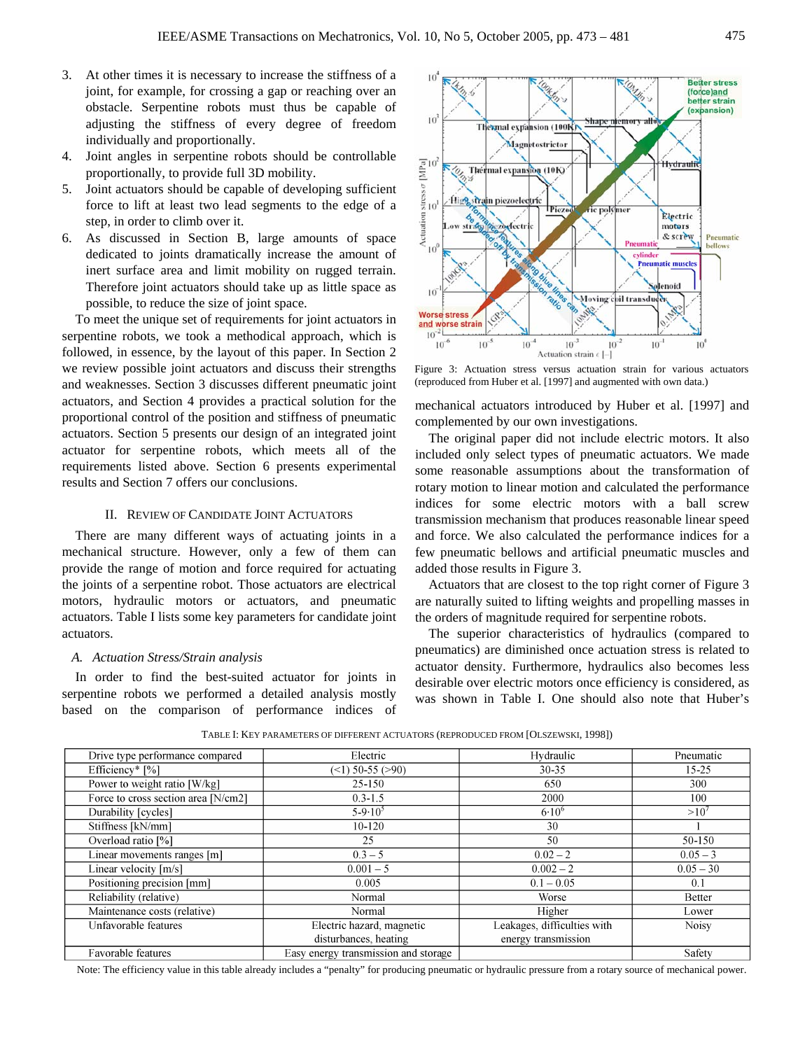3. At other times it is necessary to increase the stiffness of a joint, for example, for crossing a gap or reaching over an obstacle. Serpentine robots must thus be capable of adjusting the stiffness of every degree of freedom individually and proportionally.
4. Joint angles in serpentine robots should be controllable proportionally, to provide full 3D mobility.
5. Joint actuators should be capable of developing sufficient force to lift at least two lead segments to the edge of a step, in order to climb over it.
6. As discussed in Section B, large amounts of space dedicated to joints dramatically increase the amount of inert surface area and limit mobility on rugged terrain. Therefore joint actuators should take up as little space as possible, to reduce the size of joint space.

To meet the unique set of requirements for joint actuators in serpentine robots, we took a methodical approach, which is followed, in essence, by the layout of this paper. In Section 2 we review possible joint actuators and discuss their strengths and weaknesses. Section 3 discusses different pneumatic joint actuators, and Section 4 provides a practical solution for the proportional control of the position and stiffness of pneumatic actuators. Section 5 presents our design of an integrated joint actuator for serpentine robots, which meets all of the requirements listed above. Section 6 presents experimental results and Section 7 offers our conclusions.

## II. Review of Candidate Joint Actuators

There are many different ways of actuating joints in a mechanical structure. However, only a few of them can provide the range of motion and force required for actuating the joints of a serpentine robot. Those actuators are electrical motors, hydraulic motors or actuators, and pneumatic actuators. Table I lists some key parameters for candidate joint actuators.

### A. *Actuation Stress/Strain analysis*

In order to find the best-suited actuator for joints in serpentine robots we performed a detailed analysis mostly based on the comparison of performance indices of mechanical actuators introduced by Huber et al. [1997] and complemented by our own investigations.

Figure 3: Actuation stress versus actuation strain for various actuators (reproduced from Huber et al. [1997] and augmented with own data.)

The original paper did not include electric motors. It also included only select types of pneumatic actuators. We made some reasonable assumptions about the transformation of rotary motion to linear motion and calculated the performance indices for some electric motors with a ball screw transmission mechanism that produces reasonable linear speed and force. We also calculated the performance indices for a few pneumatic bellows and artificial pneumatic muscles and added those results in Figure 3.

Actuators that are closest to the top right corner of Figure 3 are naturally suited to lifting weights and propelling masses in the orders of magnitude required for serpentine robots.

The superior characteristics of hydraulics (compared to pneumatics) are diminished once actuation stress is related to actuator density. Furthermore, hydraulics also becomes less desirable over electric motors once efficiency is considered, as was shown in Table I. One should also note that Huber's

TABLE I: KEY PARAMETERS OF DIFFERENT ACTUATORS (REPRODUCED FROM [OLSZEWSKI, 1998])

| Drive type performance compared | Electric | Hydraulic | Pneumatic |
|---|---|---|---|
| Efficiency* [%] | (<1) 50-55 (>90) | 30-35 | 15-25 |
| Power to weight ratio [W/kg] | 25-150 | 650 | 300 |
| Force to cross section area [N/cm2] | 0.3-1.5 | 2000 | 100 |
| Durability [cycles] | $5\text{-}9{\cdot}10^5$ | $6{\cdot}10^6$ | $>10^7$ |
| Stiffness [kN/mm] | 10-120 | 30 | 1 |
| Overload ratio [%] | 25 | 50 | 50-150 |
| Linear movements ranges [m] | 0.3 – 5 | 0.02 – 2 | 0.05 – 3 |
| Linear velocity [m/s] | 0.001 – 5 | 0.002 – 2 | 0.05 – 30 |
| Positioning precision [mm] | 0.005 | 0.1 – 0.05 | 0.1 |
| Reliability (relative) | Normal | Worse | Better |
| Maintenance costs (relative) | Normal | Higher | Lower |
| Unfavorable features | Electric hazard, magnetic disturbances, heating | Leakages, difficulties with energy transmission | Noisy |
| Favorable features | Easy energy transmission and storage | | Safety |

Note: The efficiency value in this table already includes a "penalty" for producing pneumatic or hydraulic pressure from a rotary source of mechanical power.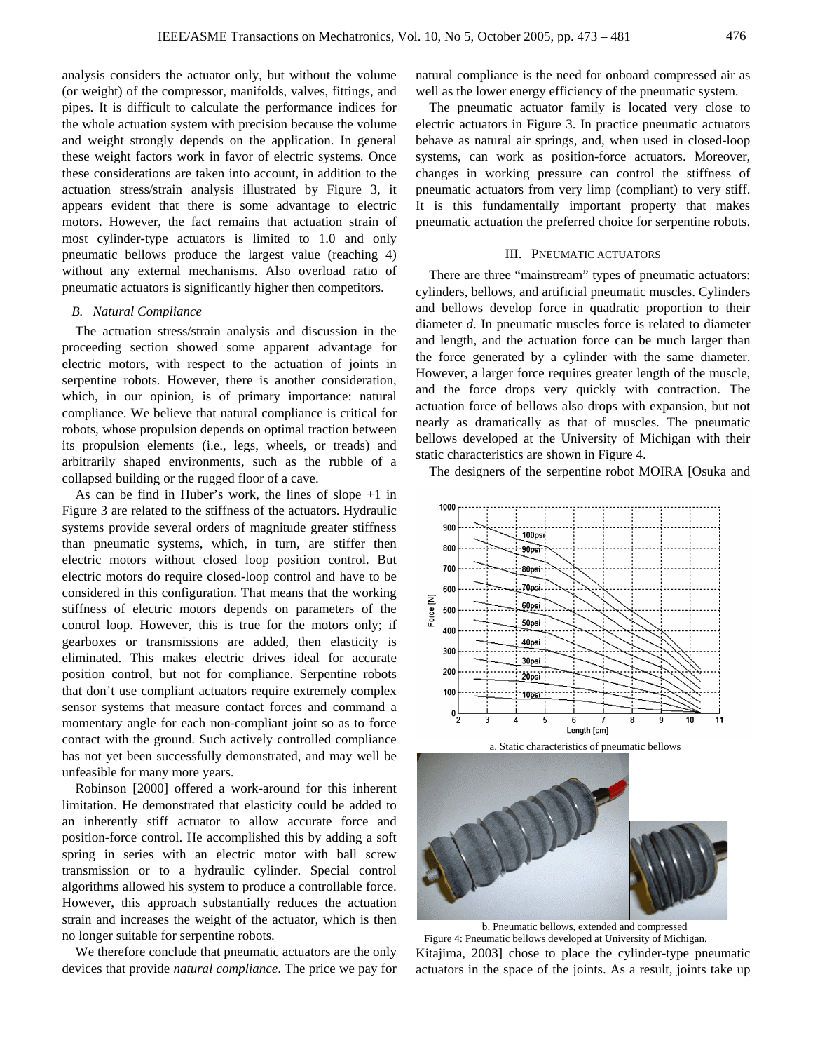analysis considers the actuator only, but without the volume (or weight) of the compressor, manifolds, valves, fittings, and pipes. It is difficult to calculate the performance indices for the whole actuation system with precision because the volume and weight strongly depends on the application. In general these weight factors work in favor of electric systems. Once these considerations are taken into account, in addition to the actuation stress/strain analysis illustrated by Figure 3, it appears evident that there is some advantage to electric motors. However, the fact remains that actuation strain of most cylinder-type actuators is limited to 1.0 and only pneumatic bellows produce the largest value (reaching 4) without any external mechanisms. Also overload ratio of pneumatic actuators is significantly higher then competitors.

### B. Natural Compliance

The actuation stress/strain analysis and discussion in the proceeding section showed some apparent advantage for electric motors, with respect to the actuation of joints in serpentine robots. However, there is another consideration, which, in our opinion, is of primary importance: natural compliance. We believe that natural compliance is critical for robots, whose propulsion depends on optimal traction between its propulsion elements (i.e., legs, wheels, or treads) and arbitrarily shaped environments, such as the rubble of a collapsed building or the rugged floor of a cave.

As can be find in Huber's work, the lines of slope +1 in Figure 3 are related to the stiffness of the actuators. Hydraulic systems provide several orders of magnitude greater stiffness than pneumatic systems, which, in turn, are stiffer then electric motors without closed loop position control. But electric motors do require closed-loop control and have to be considered in this configuration. That means that the working stiffness of electric motors depends on parameters of the control loop. However, this is true for the motors only; if gearboxes or transmissions are added, then elasticity is eliminated. This makes electric drives ideal for accurate position control, but not for compliance. Serpentine robots that don't use compliant actuators require extremely complex sensor systems that measure contact forces and command a momentary angle for each non-compliant joint so as to force contact with the ground. Such actively controlled compliance has not yet been successfully demonstrated, and may well be unfeasible for many more years.

Robinson [2000] offered a work-around for this inherent limitation. He demonstrated that elasticity could be added to an inherently stiff actuator to allow accurate force and position-force control. He accomplished this by adding a soft spring in series with an electric motor with ball screw transmission or to a hydraulic cylinder. Special control algorithms allowed his system to produce a controllable force. However, this approach substantially reduces the actuation strain and increases the weight of the actuator, which is then no longer suitable for serpentine robots.

We therefore conclude that pneumatic actuators are the only devices that provide *natural compliance*. The price we pay for natural compliance is the need for onboard compressed air as well as the lower energy efficiency of the pneumatic system.

The pneumatic actuator family is located very close to electric actuators in Figure 3. In practice pneumatic actuators behave as natural air springs, and, when used in closed-loop systems, can work as position-force actuators. Moreover, changes in working pressure can control the stiffness of pneumatic actuators from very limp (compliant) to very stiff. It is this fundamentally important property that makes pneumatic actuation the preferred choice for serpentine robots.

## III. Pneumatic Actuators

There are three "mainstream" types of pneumatic actuators: cylinders, bellows, and artificial pneumatic muscles. Cylinders and bellows develop force in quadratic proportion to their diameter $d$. In pneumatic muscles force is related to diameter and length, and the actuation force can be much larger than the force generated by a cylinder with the same diameter. However, a larger force requires greater length of the muscle, and the force drops very quickly with contraction. The actuation force of bellows also drops with expansion, but not nearly as dramatically as that of muscles. The pneumatic bellows developed at the University of Michigan with their static characteristics are shown in Figure 4.

The designers of the serpentine robot MOIRA [Osuka and Kitajima, 2003] chose to place the cylinder-type pneumatic actuators in the space of the joints. As a result, joints take up

a. Static characteristics of pneumatic bellows

b. Pneumatic bellows, extended and compressed

Figure 4: Pneumatic bellows developed at University of Michigan.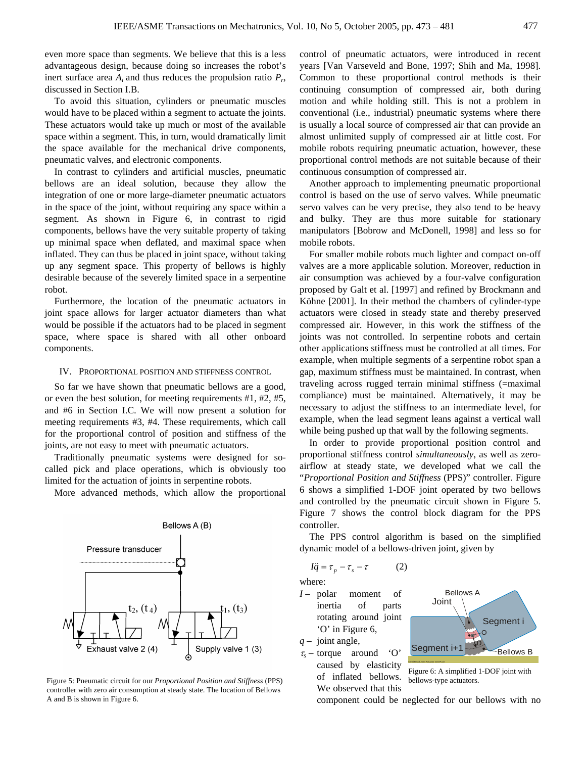even more space than segments. We believe that this is a less advantageous design, because doing so increases the robot's inert surface area $A_i$ and thus reduces the propulsion ratio $P_r$, discussed in Section I.B.

To avoid this situation, cylinders or pneumatic muscles would have to be placed within a segment to actuate the joints. These actuators would take up much or most of the available space within a segment. This, in turn, would dramatically limit the space available for the mechanical drive components, pneumatic valves, and electronic components.

In contrast to cylinders and artificial muscles, pneumatic bellows are an ideal solution, because they allow the integration of one or more large-diameter pneumatic actuators in the space of the joint, without requiring any space within a segment. As shown in Figure 6, in contrast to rigid components, bellows have the very suitable property of taking up minimal space when deflated, and maximal space when inflated. They can thus be placed in joint space, without taking up any segment space. This property of bellows is highly desirable because of the severely limited space in a serpentine robot.

Furthermore, the location of the pneumatic actuators in joint space allows for larger actuator diameters than what would be possible if the actuators had to be placed in segment space, where space is shared with all other onboard components.

## IV. PROPORTIONAL POSITION AND STIFFNESS CONTROL

So far we have shown that pneumatic bellows are a good, or even the best solution, for meeting requirements #1, #2, #5, and #6 in Section I.C. We will now present a solution for meeting requirements #3, #4. These requirements, which call for the proportional control of position and stiffness of the joints, are not easy to meet with pneumatic actuators.

Traditionally pneumatic systems were designed for so-called pick and place operations, which is obviously too limited for the actuation of joints in serpentine robots.

More advanced methods, which allow the proportional control of pneumatic actuators, were introduced in recent years [Van Varseveld and Bone, 1997; Shih and Ma, 1998]. Common to these proportional control methods is their continuing consumption of compressed air, both during motion and while holding still. This is not a problem in conventional (i.e., industrial) pneumatic systems where there is usually a local source of compressed air that can provide an almost unlimited supply of compressed air at little cost. For mobile robots requiring pneumatic actuation, however, these proportional control methods are not suitable because of their continuous consumption of compressed air.

Another approach to implementing pneumatic proportional control is based on the use of servo valves. While pneumatic servo valves can be very precise, they also tend to be heavy and bulky. They are thus more suitable for stationary manipulators [Bobrow and McDonell, 1998] and less so for mobile robots.

For smaller mobile robots much lighter and compact on-off valves are a more applicable solution. Moreover, reduction in air consumption was achieved by a four-valve configuration proposed by Galt et al. [1997] and refined by Brockmann and Köhne [2001]. In their method the chambers of cylinder-type actuators were closed in steady state and thereby preserved compressed air. However, in this work the stiffness of the joints was not controlled. In serpentine robots and certain other applications stiffness must be controlled at all times. For example, when multiple segments of a serpentine robot span a gap, maximum stiffness must be maintained. In contrast, when traveling across rugged terrain minimal stiffness (=maximal compliance) must be maintained. Alternatively, it may be necessary to adjust the stiffness to an intermediate level, for example, when the lead segment leans against a vertical wall while being pushed up that wall by the following segments.

In order to provide proportional position control and proportional stiffness control *simultaneously*, as well as zero-airflow at steady state, we developed what we call the "*Proportional Position and Stiffness* (PPS)" controller. Figure 6 shows a simplified 1-DOF joint operated by two bellows and controlled by the pneumatic circuit shown in Figure 5. Figure 7 shows the control block diagram for the PPS controller.

Figure 5: Pneumatic circuit for our *Proportional Position and Stiffness* (PPS) controller with zero air consumption at steady state. The location of Bellows A and B is shown in Figure 6.

The PPS control algorithm is based on the simplified dynamic model of a bellows-driven joint, given by

$$I\ddot{q} = \tau_p - \tau_s - \tau \qquad (2)$$

where:

- $I$ – polar moment of inertia of parts rotating around joint 'O' in Figure 6,
- $q$ – joint angle,
- $\tau_s$ – torque around 'O' caused by elasticity of inflated bellows. We observed that this component could be neglected for our bellows with no

Figure 6: A simplified 1-DOF joint with bellows-type actuators.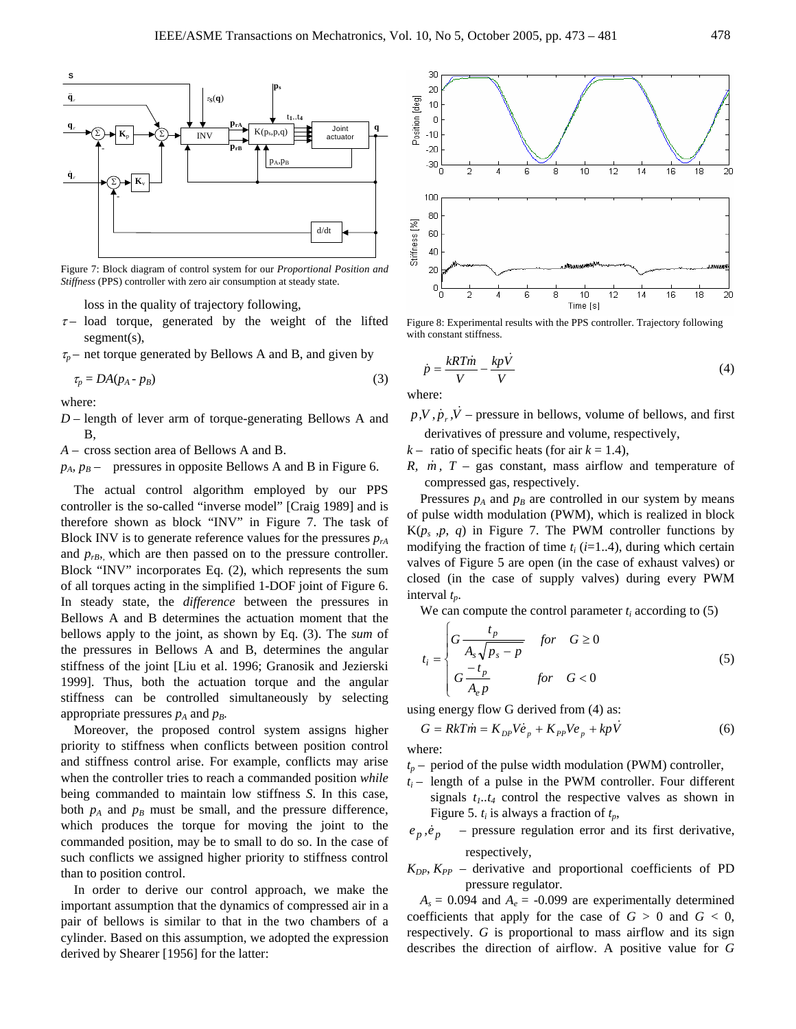Figure 7: Block diagram of control system for our *Proportional Position and Stiffness* (PPS) controller with zero air consumption at steady state.

loss in the quality of trajectory following,

$\tau$ – load torque, generated by the weight of the lifted segment(s),

$\tau_p$ – net torque generated by Bellows A and B, and given by

$$\tau_p = DA(p_A - p_B) \tag{3}$$

where:

$D$ – length of lever arm of torque-generating Bellows A and B,

$A$ – cross section area of Bellows A and B.

$p_A$, $p_B$ – pressures in opposite Bellows A and B in Figure 6.

The actual control algorithm employed by our PPS controller is the so-called "inverse model" [Craig 1989] and is therefore shown as block "INV" in Figure 7. The task of Block INV is to generate reference values for the pressures $p_{rA}$ and $p_{rB}$, which are then passed on to the pressure controller. Block "INV" incorporates Eq. (2), which represents the sum of all torques acting in the simplified 1-DOF joint of Figure 6. In steady state, the *difference* between the pressures in Bellows A and B determines the actuation moment that the bellows apply to the joint, as shown by Eq. (3). The *sum* of the pressures in Bellows A and B, determines the angular stiffness of the joint [Liu et al. 1996; Granosik and Jezierski 1999]. Thus, both the actuation torque and the angular stiffness can be controlled simultaneously by selecting appropriate pressures $p_A$ and $p_B$.

Moreover, the proposed control system assigns higher priority to stiffness when conflicts between position control and stiffness control arise. For example, conflicts may arise when the controller tries to reach a commanded position *while* being commanded to maintain low stiffness *S*. In this case, both $p_A$ and $p_B$ must be small, and the pressure difference, which produces the torque for moving the joint to the commanded position, may be to small to do so. In the case of such conflicts we assigned higher priority to stiffness control than to position control.

In order to derive our control approach, we make the important assumption that the dynamics of compressed air in a pair of bellows is similar to that in the two chambers of a cylinder. Based on this assumption, we adopted the expression derived by Shearer [1956] for the latter:

Figure 8: Experimental results with the PPS controller. Trajectory following with constant stiffness.

$$\dot{p} = \frac{kRT\dot{m}}{V} - \frac{kp\dot{V}}{V} \tag{4}$$

where:

$p, V, \dot{p}_r, \dot{V}$ – pressure in bellows, volume of bellows, and first derivatives of pressure and volume, respectively,

$k$ – ratio of specific heats (for air $k$ = 1.4),

$R$, $\dot{m}$, $T$ – gas constant, mass airflow and temperature of compressed gas, respectively.

Pressures $p_A$ and $p_B$ are controlled in our system by means of pulse width modulation (PWM), which is realized in block K($p_s$, $p$, $q$) in Figure 7. The PWM controller functions by modifying the fraction of time $t_i$ ($i$=1..4), during which certain valves of Figure 5 are open (in the case of exhaust valves) or closed (in the case of supply valves) during every PWM interval $t_p$.

We can compute the control parameter $t_i$ according to (5)

$$t_i = \begin{cases} G\dfrac{t_p}{A_s\sqrt{p_s - p}} & \text{for} \quad G \geq 0 \\ G\dfrac{-t_p}{A_e p} & \text{for} \quad G < 0 \end{cases} \tag{5}$$

using energy flow G derived from (4) as:

$$G = RkT\dot{m} = K_{DP}V\dot{e}_p + K_{PP}Ve_p + kp\dot{V} \tag{6}$$

where:

$t_p$ – period of the pulse width modulation (PWM) controller,

$t_i$ – length of a pulse in the PWM controller. Four different signals $t_1$..$t_4$ control the respective valves as shown in Figure 5. $t_i$ is always a fraction of $t_p$,

$e_p, \dot{e}_p$ – pressure regulation error and its first derivative, respectively,

$K_{DP}$, $K_{PP}$ – derivative and proportional coefficients of PD pressure regulator.

$A_s$ = 0.094 and $A_e$ = -0.099 are experimentally determined coefficients that apply for the case of $G$ > 0 and $G$ < 0, respectively. $G$ is proportional to mass airflow and its sign describes the direction of airflow. A positive value for $G$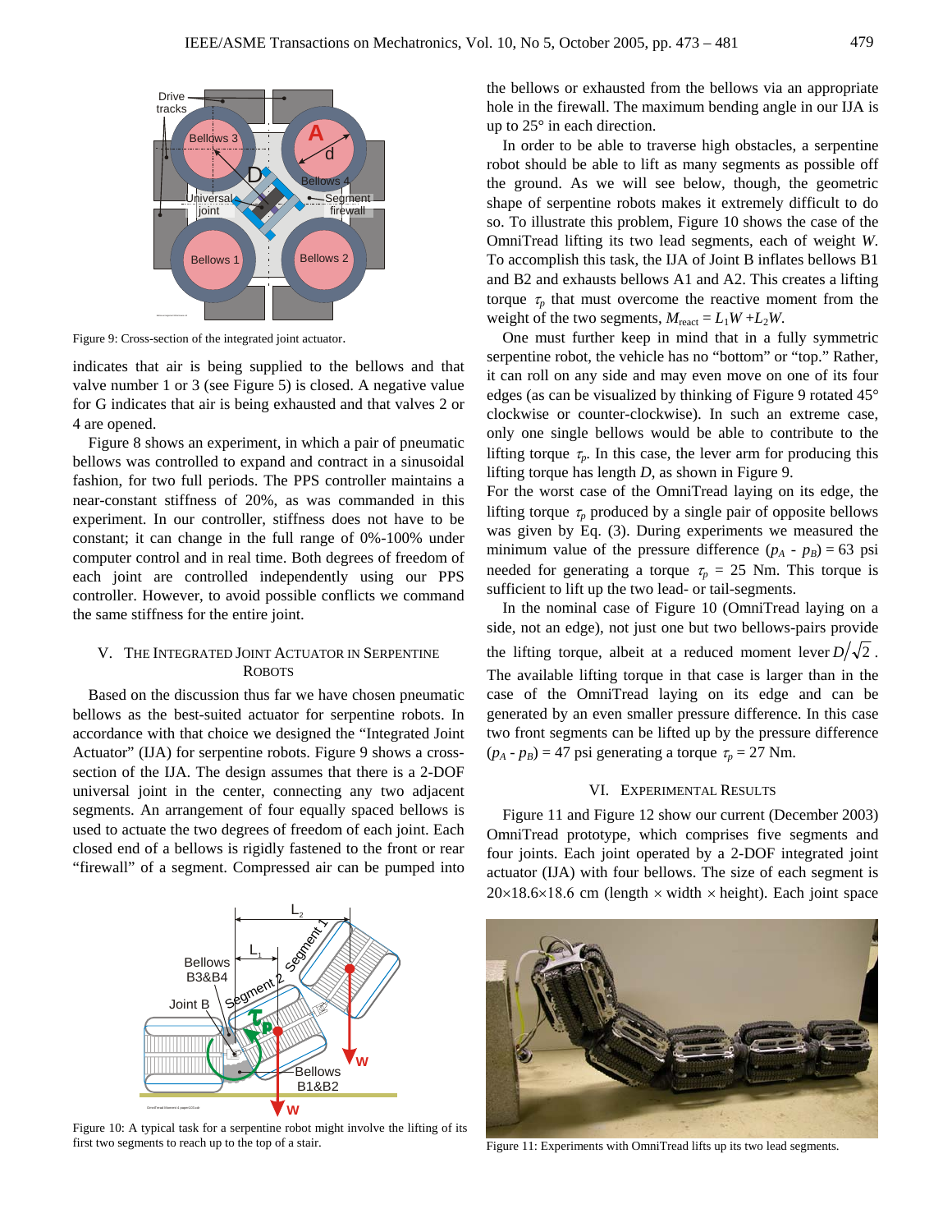Figure 9: Cross-section of the integrated joint actuator.

indicates that air is being supplied to the bellows and that valve number 1 or 3 (see Figure 5) is closed. A negative value for G indicates that air is being exhausted and that valves 2 or 4 are opened.

Figure 8 shows an experiment, in which a pair of pneumatic bellows was controlled to expand and contract in a sinusoidal fashion, for two full periods. The PPS controller maintains a near-constant stiffness of 20%, as was commanded in this experiment. In our controller, stiffness does not have to be constant; it can change in the full range of 0%-100% under computer control and in real time. Both degrees of freedom of each joint are controlled independently using our PPS controller. However, to avoid possible conflicts we command the same stiffness for the entire joint.

## V. The Integrated Joint Actuator in Serpentine Robots

Based on the discussion thus far we have chosen pneumatic bellows as the best-suited actuator for serpentine robots. In accordance with that choice we designed the "Integrated Joint Actuator" (IJA) for serpentine robots. Figure 9 shows a cross-section of the IJA. The design assumes that there is a 2-DOF universal joint in the center, connecting any two adjacent segments. An arrangement of four equally spaced bellows is used to actuate the two degrees of freedom of each joint. Each closed end of a bellows is rigidly fastened to the front or rear "firewall" of a segment. Compressed air can be pumped into the bellows or exhausted from the bellows via an appropriate hole in the firewall. The maximum bending angle in our IJA is up to 25° in each direction.

In order to be able to traverse high obstacles, a serpentine robot should be able to lift as many segments as possible off the ground. As we will see below, though, the geometric shape of serpentine robots makes it extremely difficult to do so. To illustrate this problem, Figure 10 shows the case of the OmniTread lifting its two lead segments, each of weight $W$. To accomplish this task, the IJA of Joint B inflates bellows B1 and B2 and exhausts bellows A1 and A2. This creates a lifting torque $\tau_p$ that must overcome the reactive moment from the weight of the two segments, $M_{\text{react}} = L_1W + L_2W$.

One must further keep in mind that in a fully symmetric serpentine robot, the vehicle has no "bottom" or "top." Rather, it can roll on any side and may even move on one of its four edges (as can be visualized by thinking of Figure 9 rotated 45° clockwise or counter-clockwise). In such an extreme case, only one single bellows would be able to contribute to the lifting torque $\tau_p$. In this case, the lever arm for producing this lifting torque has length $D$, as shown in Figure 9.

For the worst case of the OmniTread laying on its edge, the lifting torque $\tau_p$ produced by a single pair of opposite bellows was given by Eq. (3). During experiments we measured the minimum value of the pressure difference $(p_A - p_B) = 63$ psi needed for generating a torque $\tau_p = 25$ Nm. This torque is sufficient to lift up the two lead- or tail-segments.

In the nominal case of Figure 10 (OmniTread laying on a side, not an edge), not just one but two bellows-pairs provide the lifting torque, albeit at a reduced moment lever $D/\sqrt{2}$. The available lifting torque in that case is larger than in the case of the OmniTread laying on its edge and can be generated by an even smaller pressure difference. In this case two front segments can be lifted up by the pressure difference $(p_A - p_B) = 47$ psi generating a torque $\tau_p = 27$ Nm.

Figure 10: A typical task for a serpentine robot might involve the lifting of its first two segments to reach up to the top of a stair.

## VI. Experimental Results

Figure 11 and Figure 12 show our current (December 2003) OmniTread prototype, which comprises five segments and four joints. Each joint operated by a 2-DOF integrated joint actuator (IJA) with four bellows. The size of each segment is 20×18.6×18.6 cm (length × width × height). Each joint space

Figure 11: Experiments with OmniTread lifts up its two lead segments.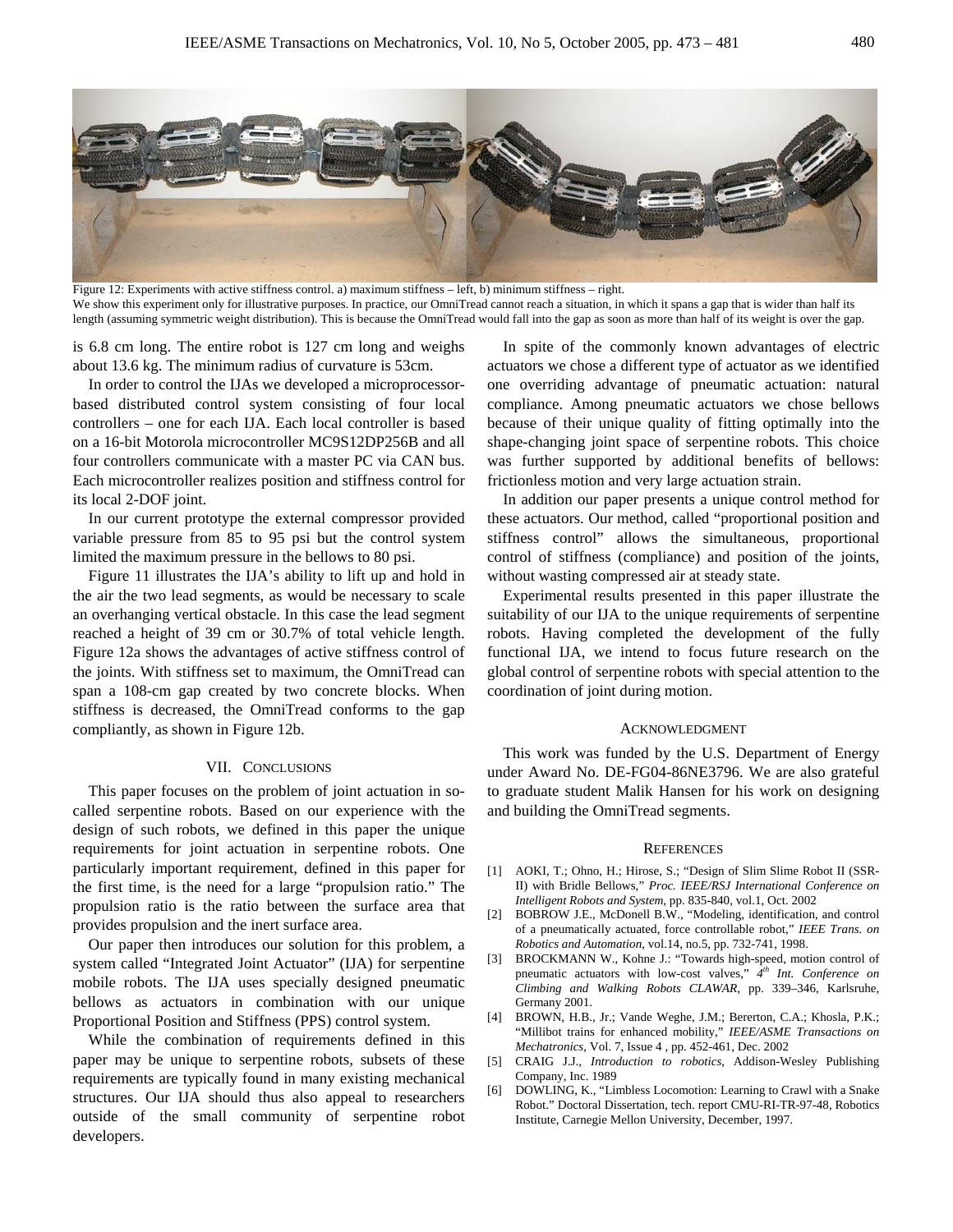Figure 12: Experiments with active stiffness control. a) maximum stiffness – left, b) minimum stiffness – right.
We show this experiment only for illustrative purposes. In practice, our OmniTread cannot reach a situation, in which it spans a gap that is wider than half its length (assuming symmetric weight distribution). This is because the OmniTread would fall into the gap as soon as more than half of its weight is over the gap.

is 6.8 cm long. The entire robot is 127 cm long and weighs about 13.6 kg. The minimum radius of curvature is 53cm.

In order to control the IJAs we developed a microprocessor-based distributed control system consisting of four local controllers – one for each IJA. Each local controller is based on a 16-bit Motorola microcontroller MC9S12DP256B and all four controllers communicate with a master PC via CAN bus. Each microcontroller realizes position and stiffness control for its local 2-DOF joint.

In our current prototype the external compressor provided variable pressure from 85 to 95 psi but the control system limited the maximum pressure in the bellows to 80 psi.

Figure 11 illustrates the IJA's ability to lift up and hold in the air the two lead segments, as would be necessary to scale an overhanging vertical obstacle. In this case the lead segment reached a height of 39 cm or 30.7% of total vehicle length. Figure 12a shows the advantages of active stiffness control of the joints. With stiffness set to maximum, the OmniTread can span a 108-cm gap created by two concrete blocks. When stiffness is decreased, the OmniTread conforms to the gap compliantly, as shown in Figure 12b.

## VII. Conclusions

This paper focuses on the problem of joint actuation in so-called serpentine robots. Based on our experience with the design of such robots, we defined in this paper the unique requirements for joint actuation in serpentine robots. One particularly important requirement, defined in this paper for the first time, is the need for a large "propulsion ratio." The propulsion ratio is the ratio between the surface area that provides propulsion and the inert surface area.

Our paper then introduces our solution for this problem, a system called "Integrated Joint Actuator" (IJA) for serpentine mobile robots. The IJA uses specially designed pneumatic bellows as actuators in combination with our unique Proportional Position and Stiffness (PPS) control system.

While the combination of requirements defined in this paper may be unique to serpentine robots, subsets of these requirements are typically found in many existing mechanical structures. Our IJA should thus also appeal to researchers outside of the small community of serpentine robot developers.

In spite of the commonly known advantages of electric actuators we chose a different type of actuator as we identified one overriding advantage of pneumatic actuation: natural compliance. Among pneumatic actuators we chose bellows because of their unique quality of fitting optimally into the shape-changing joint space of serpentine robots. This choice was further supported by additional benefits of bellows: frictionless motion and very large actuation strain.

In addition our paper presents a unique control method for these actuators. Our method, called "proportional position and stiffness control" allows the simultaneous, proportional control of stiffness (compliance) and position of the joints, without wasting compressed air at steady state.

Experimental results presented in this paper illustrate the suitability of our IJA to the unique requirements of serpentine robots. Having completed the development of the fully functional IJA, we intend to focus future research on the global control of serpentine robots with special attention to the coordination of joint during motion.

## Acknowledgment

This work was funded by the U.S. Department of Energy under Award No. DE-FG04-86NE3796. We are also grateful to graduate student Malik Hansen for his work on designing and building the OmniTread segments.

## References

[1] AOKI, T.; Ohno, H.; Hirose, S.; "Design of Slim Slime Robot II (SSR-II) with Bridle Bellows," *Proc. IEEE/RSJ International Conference on Intelligent Robots and System*, pp. 835-840, vol.1, Oct. 2002

[2] BOBROW J.E., McDonell B.W., "Modeling, identification, and control of a pneumatically actuated, force controllable robot," *IEEE Trans. on Robotics and Automation*, vol.14, no.5, pp. 732-741, 1998.

[3] BROCKMANN W., Kohne J.: "Towards high-speed, motion control of pneumatic actuators with low-cost valves," *4th Int. Conference on Climbing and Walking Robots CLAWAR*, pp. 339–346, Karlsruhe, Germany 2001.

[4] BROWN, H.B., Jr.; Vande Weghe, J.M.; Bererton, C.A.; Khosla, P.K.; "Millibot trains for enhanced mobility," *IEEE/ASME Transactions on Mechatronics*, Vol. 7, Issue 4 , pp. 452-461, Dec. 2002

[5] CRAIG J.J., *Introduction to robotics*, Addison-Wesley Publishing Company, Inc. 1989

[6] DOWLING, K., "Limbless Locomotion: Learning to Crawl with a Snake Robot." Doctoral Dissertation, tech. report CMU-RI-TR-97-48, Robotics Institute, Carnegie Mellon University, December, 1997.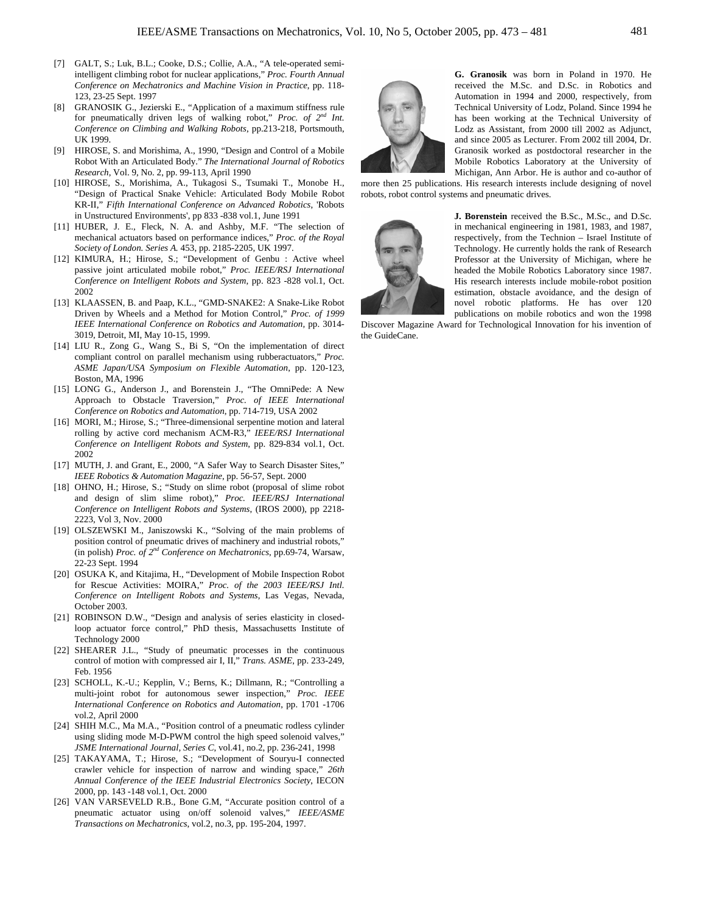[7] GALT, S.; Luk, B.L.; Cooke, D.S.; Collie, A.A., "A tele-operated semi-intelligent climbing robot for nuclear applications," *Proc. Fourth Annual Conference on Mechatronics and Machine Vision in Practice*, pp. 118-123, 23-25 Sept. 1997

[8] GRANOSIK G., Jezierski E., "Application of a maximum stiffness rule for pneumatically driven legs of walking robot," *Proc. of 2nd Int. Conference on Climbing and Walking Robots*, pp.213-218, Portsmouth, UK 1999.

[9] HIROSE, S. and Morishima, A., 1990, "Design and Control of a Mobile Robot With an Articulated Body." *The International Journal of Robotics Research*, Vol. 9, No. 2, pp. 99-113, April 1990

[10] HIROSE, S., Morishima, A., Tukagosi S., Tsumaki T., Monobe H., "Design of Practical Snake Vehicle: Articulated Body Mobile Robot KR-II," *Fifth International Conference on Advanced Robotics*, 'Robots in Unstructured Environments', pp 833 -838 vol.1, June 1991

[11] HUBER, J. E., Fleck, N. A. and Ashby, M.F. "The selection of mechanical actuators based on performance indices," *Proc. of the Royal Society of London. Series A.* 453, pp. 2185-2205, UK 1997.

[12] KIMURA, H.; Hirose, S.; "Development of Genbu : Active wheel passive joint articulated mobile robot," *Proc. IEEE/RSJ International Conference on Intelligent Robots and System*, pp. 823 -828 vol.1, Oct. 2002

[13] KLAASSEN, B. and Paap, K.L., "GMD-SNAKE2: A Snake-Like Robot Driven by Wheels and a Method for Motion Control," *Proc. of 1999 IEEE International Conference on Robotics and Automation*, pp. 3014-3019, Detroit, MI, May 10-15, 1999.

[14] LIU R., Zong G., Wang S., Bi S, "On the implementation of direct compliant control on parallel mechanism using rubberactuators," *Proc. ASME Japan/USA Symposium on Flexible Automation*, pp. 120-123, Boston, MA, 1996

[15] LONG G., Anderson J., and Borenstein J., "The OmniPede: A New Approach to Obstacle Traversion," *Proc. of IEEE International Conference on Robotics and Automation*, pp. 714-719, USA 2002

[16] MORI, M.; Hirose, S.; "Three-dimensional serpentine motion and lateral rolling by active cord mechanism ACM-R3," *IEEE/RSJ International Conference on Intelligent Robots and System*, pp. 829-834 vol.1, Oct. 2002

[17] MUTH, J. and Grant, E., 2000, "A Safer Way to Search Disaster Sites," *IEEE Robotics & Automation Magazine*, pp. 56-57, Sept. 2000

[18] OHNO, H.; Hirose, S.; "Study on slime robot (proposal of slime robot and design of slim slime robot)," *Proc. IEEE/RSJ International Conference on Intelligent Robots and Systems*, (IROS 2000), pp 2218-2223, Vol 3, Nov. 2000

[19] OLSZEWSKI M., Janiszowski K., "Solving of the main problems of position control of pneumatic drives of machinery and industrial robots," (in polish) *Proc. of 2nd Conference on Mechatronics*, pp.69-74, Warsaw, 22-23 Sept. 1994

[20] OSUKA K, and Kitajima, H., "Development of Mobile Inspection Robot for Rescue Activities: MOIRA," *Proc. of the 2003 IEEE/RSJ Intl. Conference on Intelligent Robots and Systems*, Las Vegas, Nevada, October 2003.

[21] ROBINSON D.W., "Design and analysis of series elasticity in closed-loop actuator force control," PhD thesis, Massachusetts Institute of Technology 2000

[22] SHEARER J.L., "Study of pneumatic processes in the continuous control of motion with compressed air I, II," *Trans. ASME*, pp. 233-249, Feb. 1956

[23] SCHOLL, K.-U.; Kepplin, V.; Berns, K.; Dillmann, R.; "Controlling a multi-joint robot for autonomous sewer inspection," *Proc. IEEE International Conference on Robotics and Automation*, pp. 1701 -1706 vol.2, April 2000

[24] SHIH M.C., Ma M.A., "Position control of a pneumatic rodless cylinder using sliding mode M-D-PWM control the high speed solenoid valves," *JSME International Journal, Series C*, vol.41, no.2, pp. 236-241, 1998

[25] TAKAYAMA, T.; Hirose, S.; "Development of Souryu-I connected crawler vehicle for inspection of narrow and winding space," *26th Annual Conference of the IEEE Industrial Electronics Society*, IECON 2000, pp. 143 -148 vol.1, Oct. 2000

[26] VAN VARSEVELD R.B., Bone G.M, "Accurate position control of a pneumatic actuator using on/off solenoid valves," *IEEE/ASME Transactions on Mechatronics*, vol.2, no.3, pp. 195-204, 1997.

**G. Granosik** was born in Poland in 1970. He received the M.Sc. and D.Sc. in Robotics and Automation in 1994 and 2000, respectively, from Technical University of Lodz, Poland. Since 1994 he has been working at the Technical University of Lodz as Assistant, from 2000 till 2002 as Adjunct, and since 2005 as Lecturer. From 2002 till 2004, Dr. Granosik worked as postdoctoral researcher in the Mobile Robotics Laboratory at the University of Michigan, Ann Arbor. He is author and co-author of more then 25 publications. His research interests include designing of novel robots, robot control systems and pneumatic drives.

**J. Borenstein** received the B.Sc., M.Sc., and D.Sc. in mechanical engineering in 1981, 1983, and 1987, respectively, from the Technion – Israel Institute of Technology. He currently holds the rank of Research Professor at the University of Michigan, where he headed the Mobile Robotics Laboratory since 1987. His research interests include mobile-robot position estimation, obstacle avoidance, and the design of novel robotic platforms. He has over 120 publications on mobile robotics and won the 1998 Discover Magazine Award for Technological Innovation for his invention of the GuideCane.